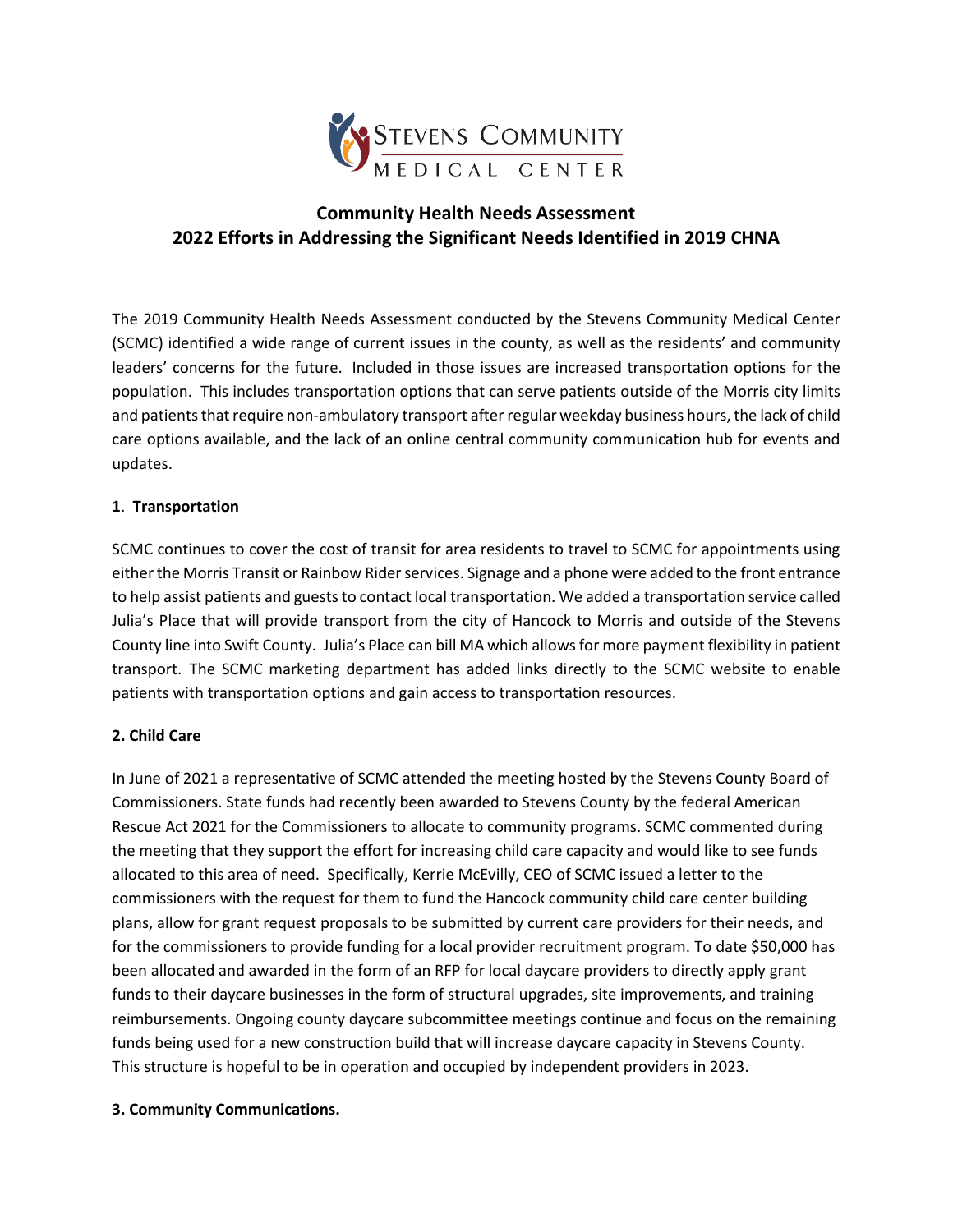STEVENS COMMUNITY MEDICAL CENTER

# Community Health Needs Assessment
# 2022 Efforts in Addressing the Significant Needs Identified in 2019 CHNA

The 2019 Community Health Needs Assessment conducted by the Stevens Community Medical Center (SCMC) identified a wide range of current issues in the county, as well as the residents' and community leaders' concerns for the future. Included in those issues are increased transportation options for the population. This includes transportation options that can serve patients outside of the Morris city limits and patients that require non-ambulatory transport after regular weekday business hours, the lack of child care options available, and the lack of an online central community communication hub for events and updates.

**1**. **Transportation**

SCMC continues to cover the cost of transit for area residents to travel to SCMC for appointments using either the Morris Transit or Rainbow Rider services. Signage and a phone were added to the front entrance to help assist patients and guests to contact local transportation. We added a transportation service called Julia's Place that will provide transport from the city of Hancock to Morris and outside of the Stevens County line into Swift County. Julia's Place can bill MA which allows for more payment flexibility in patient transport. The SCMC marketing department has added links directly to the SCMC website to enable patients with transportation options and gain access to transportation resources.

**2. Child Care**

In June of 2021 a representative of SCMC attended the meeting hosted by the Stevens County Board of Commissioners. State funds had recently been awarded to Stevens County by the federal American Rescue Act 2021 for the Commissioners to allocate to community programs. SCMC commented during the meeting that they support the effort for increasing child care capacity and would like to see funds allocated to this area of need. Specifically, Kerrie McEvilly, CEO of SCMC issued a letter to the commissioners with the request for them to fund the Hancock community child care center building plans, allow for grant request proposals to be submitted by current care providers for their needs, and for the commissioners to provide funding for a local provider recruitment program. To date $50,000 has been allocated and awarded in the form of an RFP for local daycare providers to directly apply grant funds to their daycare businesses in the form of structural upgrades, site improvements, and training reimbursements. Ongoing county daycare subcommittee meetings continue and focus on the remaining funds being used for a new construction build that will increase daycare capacity in Stevens County. This structure is hopeful to be in operation and occupied by independent providers in 2023.

**3. Community Communications.**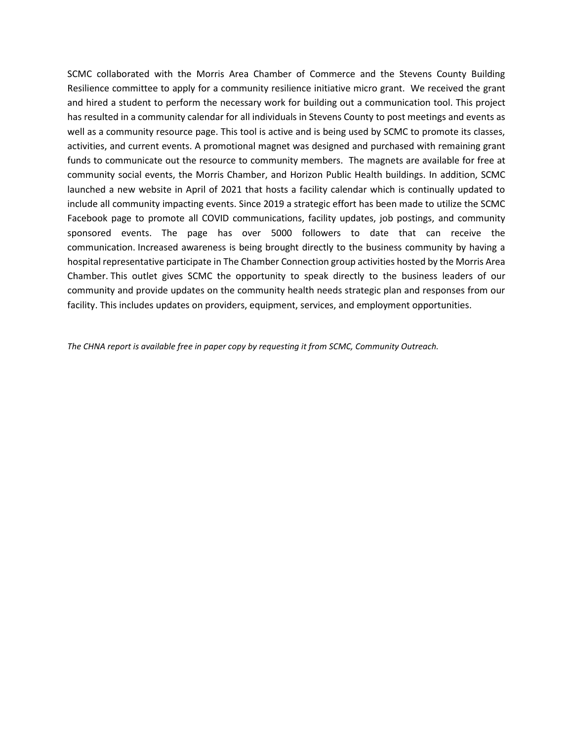SCMC collaborated with the Morris Area Chamber of Commerce and the Stevens County Building Resilience committee to apply for a community resilience initiative micro grant. We received the grant and hired a student to perform the necessary work for building out a communication tool. This project has resulted in a community calendar for all individuals in Stevens County to post meetings and events as well as a community resource page. This tool is active and is being used by SCMC to promote its classes, activities, and current events. A promotional magnet was designed and purchased with remaining grant funds to communicate out the resource to community members. The magnets are available for free at community social events, the Morris Chamber, and Horizon Public Health buildings. In addition, SCMC launched a new website in April of 2021 that hosts a facility calendar which is continually updated to include all community impacting events. Since 2019 a strategic effort has been made to utilize the SCMC Facebook page to promote all COVID communications, facility updates, job postings, and community sponsored events. The page has over 5000 followers to date that can receive the communication. Increased awareness is being brought directly to the business community by having a hospital representative participate in The Chamber Connection group activities hosted by the Morris Area Chamber. This outlet gives SCMC the opportunity to speak directly to the business leaders of our community and provide updates on the community health needs strategic plan and responses from our facility. This includes updates on providers, equipment, services, and employment opportunities.

*The CHNA report is available free in paper copy by requesting it from SCMC, Community Outreach.*